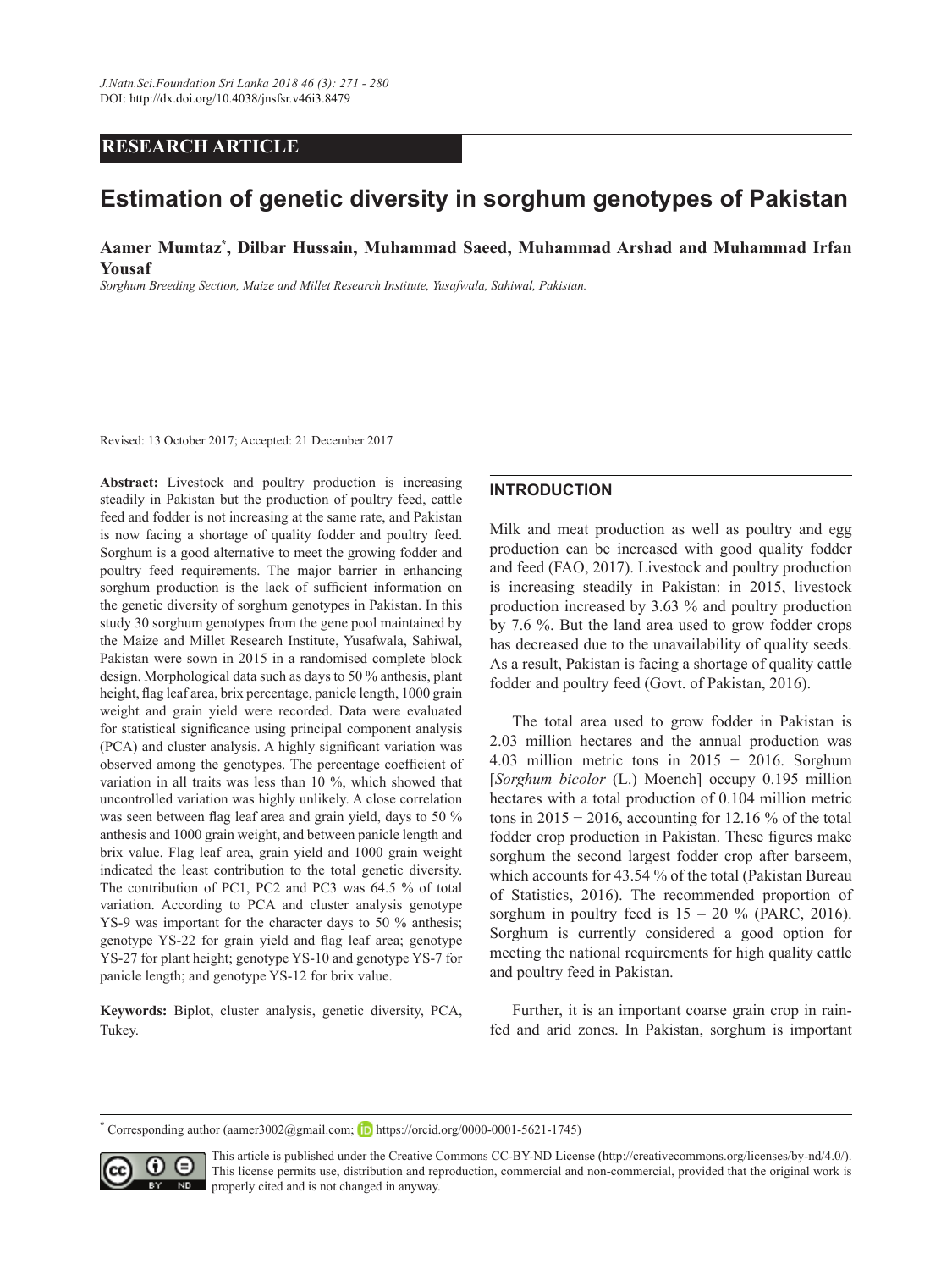RESEARCH ARTICLE

# Estimation of genetic diversity in sorghum genotypes of Pakistan

**Aamer Mumtaz[*], Dilbar Hussain, Muhammad Saeed, Muhammad Arshad and Muhammad Irfan Yousaf**

*Sorghum Breeding Section, Maize and Millet Research Institute, Yusafwala, Sahiwal, Pakistan.*

Revised: 13 October 2017; Accepted: 21 December 2017

**Abstract:** Livestock and poultry production is increasing steadily in Pakistan but the production of poultry feed, cattle feed and fodder is not increasing at the same rate, and Pakistan is now facing a shortage of quality fodder and poultry feed. Sorghum is a good alternative to meet the growing fodder and poultry feed requirements. The major barrier in enhancing sorghum production is the lack of sufficient information on the genetic diversity of sorghum genotypes in Pakistan. In this study 30 sorghum genotypes from the gene pool maintained by the Maize and Millet Research Institute, Yusafwala, Sahiwal, Pakistan were sown in 2015 in a randomised complete block design. Morphological data such as days to 50 % anthesis, plant height, flag leaf area, brix percentage, panicle length, 1000 grain weight and grain yield were recorded. Data were evaluated for statistical significance using principal component analysis (PCA) and cluster analysis. A highly significant variation was observed among the genotypes. The percentage coefficient of variation in all traits was less than 10 %, which showed that uncontrolled variation was highly unlikely. A close correlation was seen between flag leaf area and grain yield, days to 50 % anthesis and 1000 grain weight, and between panicle length and brix value. Flag leaf area, grain yield and 1000 grain weight indicated the least contribution to the total genetic diversity. The contribution of PC1, PC2 and PC3 was 64.5 % of total variation. According to PCA and cluster analysis genotype YS-9 was important for the character days to 50 % anthesis; genotype YS-22 for grain yield and flag leaf area; genotype YS-27 for plant height; genotype YS-10 and genotype YS-7 for panicle length; and genotype YS-12 for brix value.

**Keywords:** Biplot, cluster analysis, genetic diversity, PCA, Tukey.

## INTRODUCTION

Milk and meat production as well as poultry and egg production can be increased with good quality fodder and feed (FAO, 2017). Livestock and poultry production is increasing steadily in Pakistan: in 2015, livestock production increased by 3.63 % and poultry production by 7.6 %. But the land area used to grow fodder crops has decreased due to the unavailability of quality seeds. As a result, Pakistan is facing a shortage of quality cattle fodder and poultry feed (Govt. of Pakistan, 2016).

The total area used to grow fodder in Pakistan is 2.03 million hectares and the annual production was 4.03 million metric tons in 2015 − 2016. Sorghum [*Sorghum bicolor* (L.) Moench] occupy 0.195 million hectares with a total production of 0.104 million metric tons in 2015 − 2016, accounting for 12.16 % of the total fodder crop production in Pakistan. These figures make sorghum the second largest fodder crop after barseem, which accounts for 43.54 % of the total (Pakistan Bureau of Statistics, 2016). The recommended proportion of sorghum in poultry feed is 15 – 20 % (PARC, 2016). Sorghum is currently considered a good option for meeting the national requirements for high quality cattle and poultry feed in Pakistan.

Further, it is an important coarse grain crop in rain-fed and arid zones. In Pakistan, sorghum is important

[*] Corresponding author (aamer3002@gmail.com; https://orcid.org/0000-0001-5621-1745)

This article is published under the Creative Commons CC-BY-ND License (http://creativecommons.org/licenses/by-nd/4.0/). This license permits use, distribution and reproduction, commercial and non-commercial, provided that the original work is properly cited and is not changed in anyway.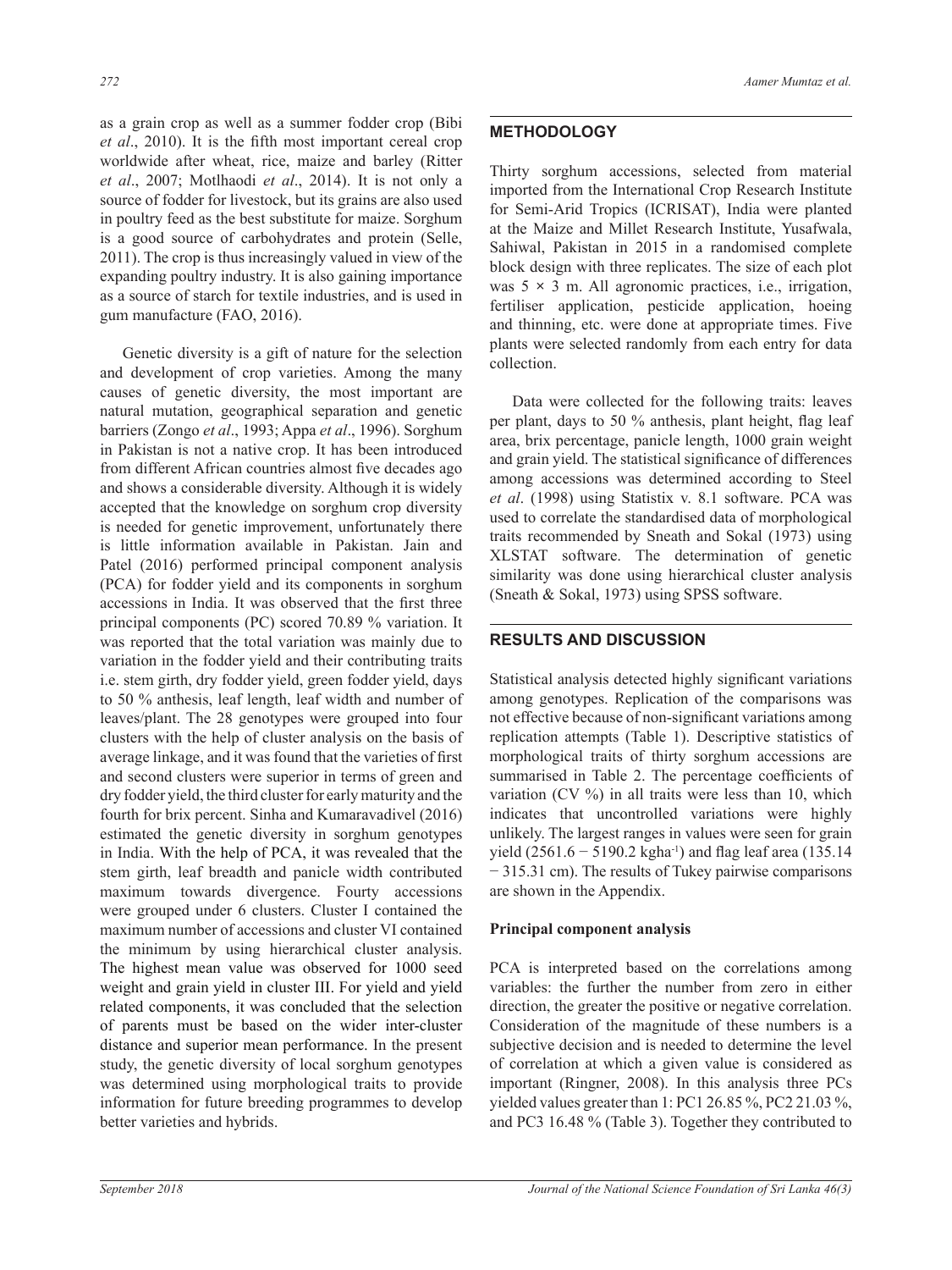as a grain crop as well as a summer fodder crop (Bibi *et al*., 2010). It is the fifth most important cereal crop worldwide after wheat, rice, maize and barley (Ritter *et al*., 2007; Motlhaodi *et al*., 2014). It is not only a source of fodder for livestock, but its grains are also used in poultry feed as the best substitute for maize. Sorghum is a good source of carbohydrates and protein (Selle, 2011). The crop is thus increasingly valued in view of the expanding poultry industry. It is also gaining importance as a source of starch for textile industries, and is used in gum manufacture (FAO, 2016).

Genetic diversity is a gift of nature for the selection and development of crop varieties. Among the many causes of genetic diversity, the most important are natural mutation, geographical separation and genetic barriers (Zongo *et al*., 1993; Appa *et al*., 1996). Sorghum in Pakistan is not a native crop. It has been introduced from different African countries almost five decades ago and shows a considerable diversity. Although it is widely accepted that the knowledge on sorghum crop diversity is needed for genetic improvement, unfortunately there is little information available in Pakistan. Jain and Patel (2016) performed principal component analysis (PCA) for fodder yield and its components in sorghum accessions in India. It was observed that the first three principal components (PC) scored 70.89 % variation. It was reported that the total variation was mainly due to variation in the fodder yield and their contributing traits i.e. stem girth, dry fodder yield, green fodder yield, days to 50 % anthesis, leaf length, leaf width and number of leaves/plant. The 28 genotypes were grouped into four clusters with the help of cluster analysis on the basis of average linkage, and it was found that the varieties of first and second clusters were superior in terms of green and dry fodder yield, the third cluster for early maturity and the fourth for brix percent. Sinha and Kumaravadivel (2016) estimated the genetic diversity in sorghum genotypes in India. With the help of PCA, it was revealed that the stem girth, leaf breadth and panicle width contributed maximum towards divergence. Fourty accessions were grouped under 6 clusters. Cluster I contained the maximum number of accessions and cluster VI contained the minimum by using hierarchical cluster analysis. The highest mean value was observed for 1000 seed weight and grain yield in cluster III. For yield and yield related components, it was concluded that the selection of parents must be based on the wider inter-cluster distance and superior mean performance. In the present study, the genetic diversity of local sorghum genotypes was determined using morphological traits to provide information for future breeding programmes to develop better varieties and hybrids.

## METHODOLOGY

Thirty sorghum accessions, selected from material imported from the International Crop Research Institute for Semi-Arid Tropics (ICRISAT), India were planted at the Maize and Millet Research Institute, Yusafwala, Sahiwal, Pakistan in 2015 in a randomised complete block design with three replicates. The size of each plot was $5 \times 3$ m. All agronomic practices, i.e., irrigation, fertiliser application, pesticide application, hoeing and thinning, etc. were done at appropriate times. Five plants were selected randomly from each entry for data collection.

Data were collected for the following traits: leaves per plant, days to 50 % anthesis, plant height, flag leaf area, brix percentage, panicle length, 1000 grain weight and grain yield. The statistical significance of differences among accessions was determined according to Steel *et al*. (1998) using Statistix v. 8.1 software. PCA was used to correlate the standardised data of morphological traits recommended by Sneath and Sokal (1973) using XLSTAT software. The determination of genetic similarity was done using hierarchical cluster analysis (Sneath & Sokal, 1973) using SPSS software.

## RESULTS AND DISCUSSION

Statistical analysis detected highly significant variations among genotypes. Replication of the comparisons was not effective because of non-significant variations among replication attempts (Table 1). Descriptive statistics of morphological traits of thirty sorghum accessions are summarised in Table 2. The percentage coefficients of variation (CV %) in all traits were less than 10, which indicates that uncontrolled variations were highly unlikely. The largest ranges in values were seen for grain yield (2561.6 − 5190.2 $kgha^{-1}$) and flag leaf area (135.14 − 315.31 cm). The results of Tukey pairwise comparisons are shown in the Appendix.

### Principal component analysis

PCA is interpreted based on the correlations among variables: the further the number from zero in either direction, the greater the positive or negative correlation. Consideration of the magnitude of these numbers is a subjective decision and is needed to determine the level of correlation at which a given value is considered as important (Ringner, 2008). In this analysis three PCs yielded values greater than 1: PC1 26.85 %, PC2 21.03 %, and PC3 16.48 % (Table 3). Together they contributed to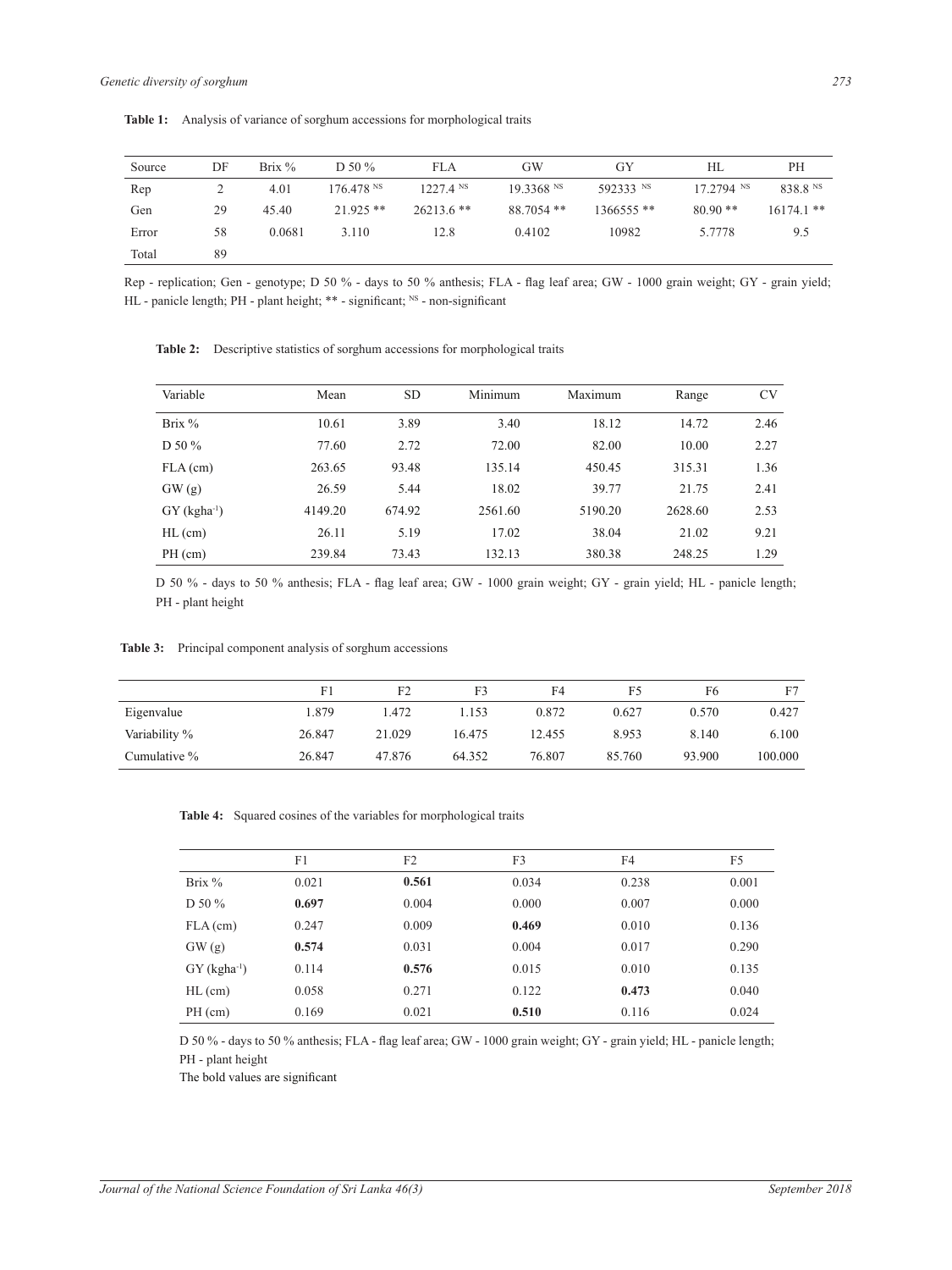**Table 1:** Analysis of variance of sorghum accessions for morphological traits

| Source | DF | Brix % | D 50 % | FLA | GW | GY | HL | PH |
|---|---|---|---|---|---|---|---|---|
| Rep | 2 | 4.01 | 176.478 $^{NS}$ | 1227.4 $^{NS}$ | 19.3368 $^{NS}$ | 592333 $^{NS}$ | 17.2794 $^{NS}$ | 838.8 $^{NS}$ |
| Gen | 29 | 45.40 | 21.925 ** | 26213.6 ** | 88.7054 ** | 1366555 ** | 80.90 ** | 16174.1 ** |
| Error | 58 | 0.0681 | 3.110 | 12.8 | 0.4102 | 10982 | 5.7778 | 9.5 |
| Total | 89 | | | | | | | |

Rep - replication; Gen - genotype; D 50 % - days to 50 % anthesis; FLA - flag leaf area; GW - 1000 grain weight; GY - grain yield; HL - panicle length; PH - plant height; ** - significant; $^{NS}$ - non-significant

**Table 2:** Descriptive statistics of sorghum accessions for morphological traits

| Variable | Mean | SD | Minimum | Maximum | Range | CV |
|---|---|---|---|---|---|---|
| Brix % | 10.61 | 3.89 | 3.40 | 18.12 | 14.72 | 2.46 |
| D 50 % | 77.60 | 2.72 | 72.00 | 82.00 | 10.00 | 2.27 |
| FLA (cm) | 263.65 | 93.48 | 135.14 | 450.45 | 315.31 | 1.36 |
| GW (g) | 26.59 | 5.44 | 18.02 | 39.77 | 21.75 | 2.41 |
| GY (kgha$^{-1}$) | 4149.20 | 674.92 | 2561.60 | 5190.20 | 2628.60 | 2.53 |
| HL (cm) | 26.11 | 5.19 | 17.02 | 38.04 | 21.02 | 9.21 |
| PH (cm) | 239.84 | 73.43 | 132.13 | 380.38 | 248.25 | 1.29 |

D 50 % - days to 50 % anthesis; FLA - flag leaf area; GW - 1000 grain weight; GY - grain yield; HL - panicle length; PH - plant height

**Table 3:** Principal component analysis of sorghum accessions

| | F1 | F2 | F3 | F4 | F5 | F6 | F7 |
|---|---|---|---|---|---|---|---|
| Eigenvalue | 1.879 | 1.472 | 1.153 | 0.872 | 0.627 | 0.570 | 0.427 |
| Variability % | 26.847 | 21.029 | 16.475 | 12.455 | 8.953 | 8.140 | 6.100 |
| Cumulative % | 26.847 | 47.876 | 64.352 | 76.807 | 85.760 | 93.900 | 100.000 |

**Table 4:** Squared cosines of the variables for morphological traits

| | F1 | F2 | F3 | F4 | F5 |
|---|---|---|---|---|---|
| Brix % | 0.021 | **0.561** | 0.034 | 0.238 | 0.001 |
| D 50 % | **0.697** | 0.004 | 0.000 | 0.007 | 0.000 |
| FLA (cm) | 0.247 | 0.009 | **0.469** | 0.010 | 0.136 |
| GW (g) | **0.574** | 0.031 | 0.004 | 0.017 | 0.290 |
| GY (kgha$^{-1}$) | 0.114 | **0.576** | 0.015 | 0.010 | 0.135 |
| HL (cm) | 0.058 | 0.271 | 0.122 | **0.473** | 0.040 |
| PH (cm) | 0.169 | 0.021 | **0.510** | 0.116 | 0.024 |

D 50 % - days to 50 % anthesis; FLA - flag leaf area; GW - 1000 grain weight; GY - grain yield; HL - panicle length; PH - plant height

The bold values are significant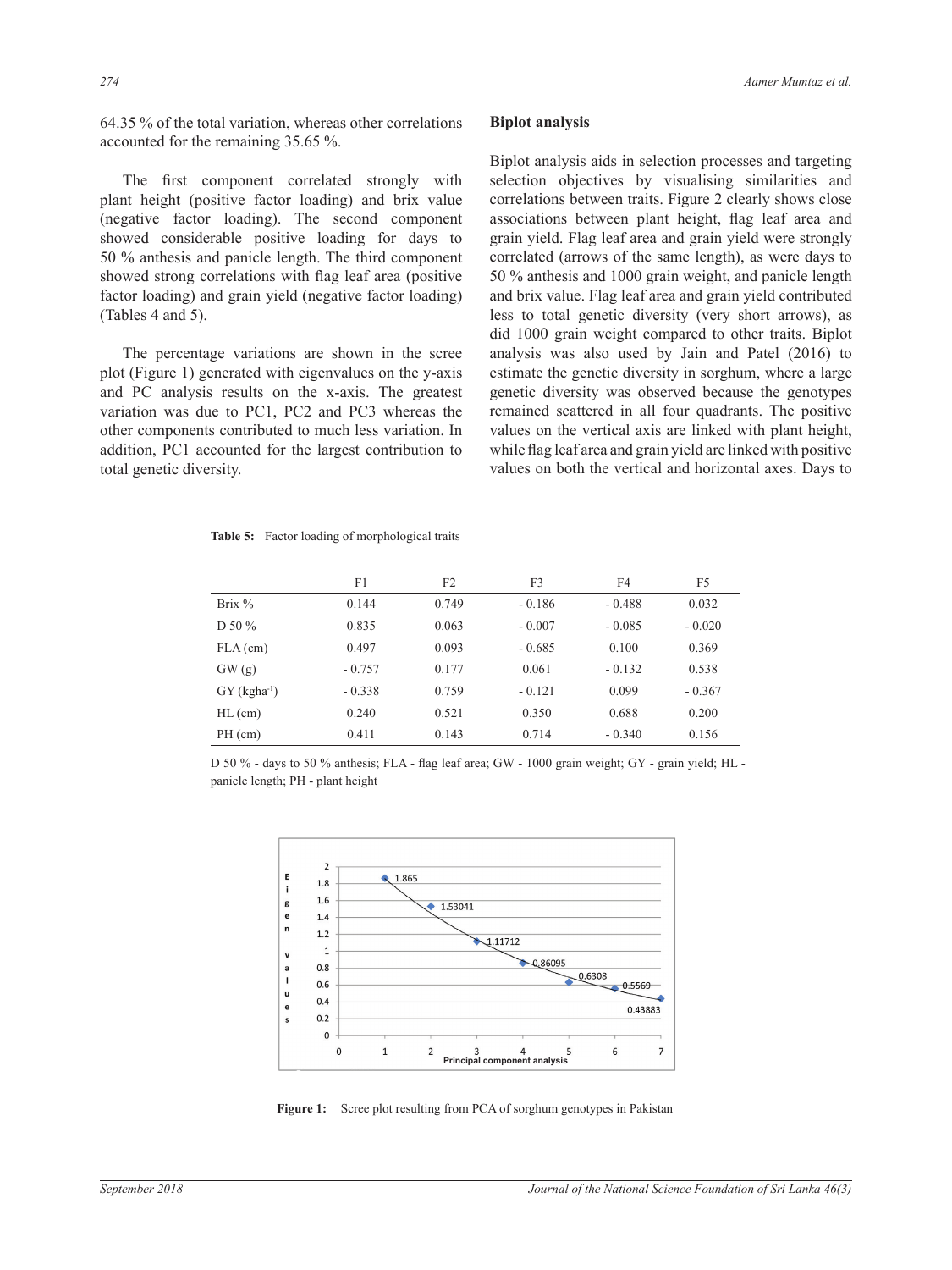64.35 % of the total variation, whereas other correlations accounted for the remaining 35.65 %.

The first component correlated strongly with plant height (positive factor loading) and brix value (negative factor loading). The second component showed considerable positive loading for days to 50 % anthesis and panicle length. The third component showed strong correlations with flag leaf area (positive factor loading) and grain yield (negative factor loading) (Tables 4 and 5).

The percentage variations are shown in the scree plot (Figure 1) generated with eigenvalues on the y-axis and PC analysis results on the x-axis. The greatest variation was due to PC1, PC2 and PC3 whereas the other components contributed to much less variation. In addition, PC1 accounted for the largest contribution to total genetic diversity.

## Biplot analysis

Biplot analysis aids in selection processes and targeting selection objectives by visualising similarities and correlations between traits. Figure 2 clearly shows close associations between plant height, flag leaf area and grain yield. Flag leaf area and grain yield were strongly correlated (arrows of the same length), as were days to 50 % anthesis and 1000 grain weight, and panicle length and brix value. Flag leaf area and grain yield contributed less to total genetic diversity (very short arrows), as did 1000 grain weight compared to other traits. Biplot analysis was also used by Jain and Patel (2016) to estimate the genetic diversity in sorghum, where a large genetic diversity was observed because the genotypes remained scattered in all four quadrants. The positive values on the vertical axis are linked with plant height, while flag leaf area and grain yield are linked with positive values on both the vertical and horizontal axes. Days to

**Table 5:** Factor loading of morphological traits

| | F1 | F2 | F3 | F4 | F5 |
|---|---|---|---|---|---|
| Brix % | 0.144 | 0.749 | - 0.186 | - 0.488 | 0.032 |
| D 50 % | 0.835 | 0.063 | - 0.007 | - 0.085 | - 0.020 |
| FLA (cm) | 0.497 | 0.093 | - 0.685 | 0.100 | 0.369 |
| GW (g) | - 0.757 | 0.177 | 0.061 | - 0.132 | 0.538 |
| GY ($kgha^{-1}$) | - 0.338 | 0.759 | - 0.121 | 0.099 | - 0.367 |
| HL (cm) | 0.240 | 0.521 | 0.350 | 0.688 | 0.200 |
| PH (cm) | 0.411 | 0.143 | 0.714 | - 0.340 | 0.156 |

D 50 % - days to 50 % anthesis; FLA - flag leaf area; GW - 1000 grain weight; GY - grain yield; HL - panicle length; PH - plant height

**Figure 1:** Scree plot resulting from PCA of sorghum genotypes in Pakistan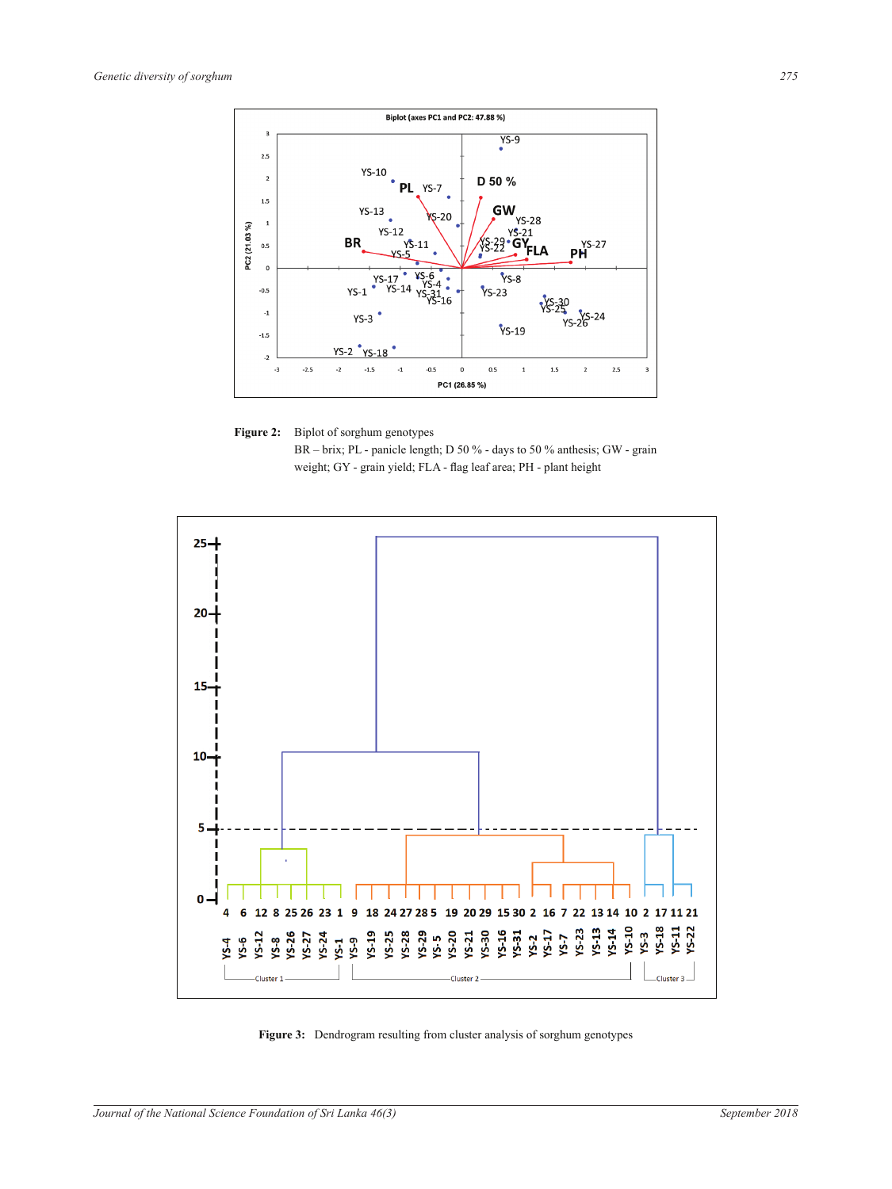**Figure 2:** Biplot of sorghum genotypes
BR – brix; PL - panicle length; D 50 % - days to 50 % anthesis; GW - grain weight; GY - grain yield; FLA - flag leaf area; PH - plant height

**Figure 3:** Dendrogram resulting from cluster analysis of sorghum genotypes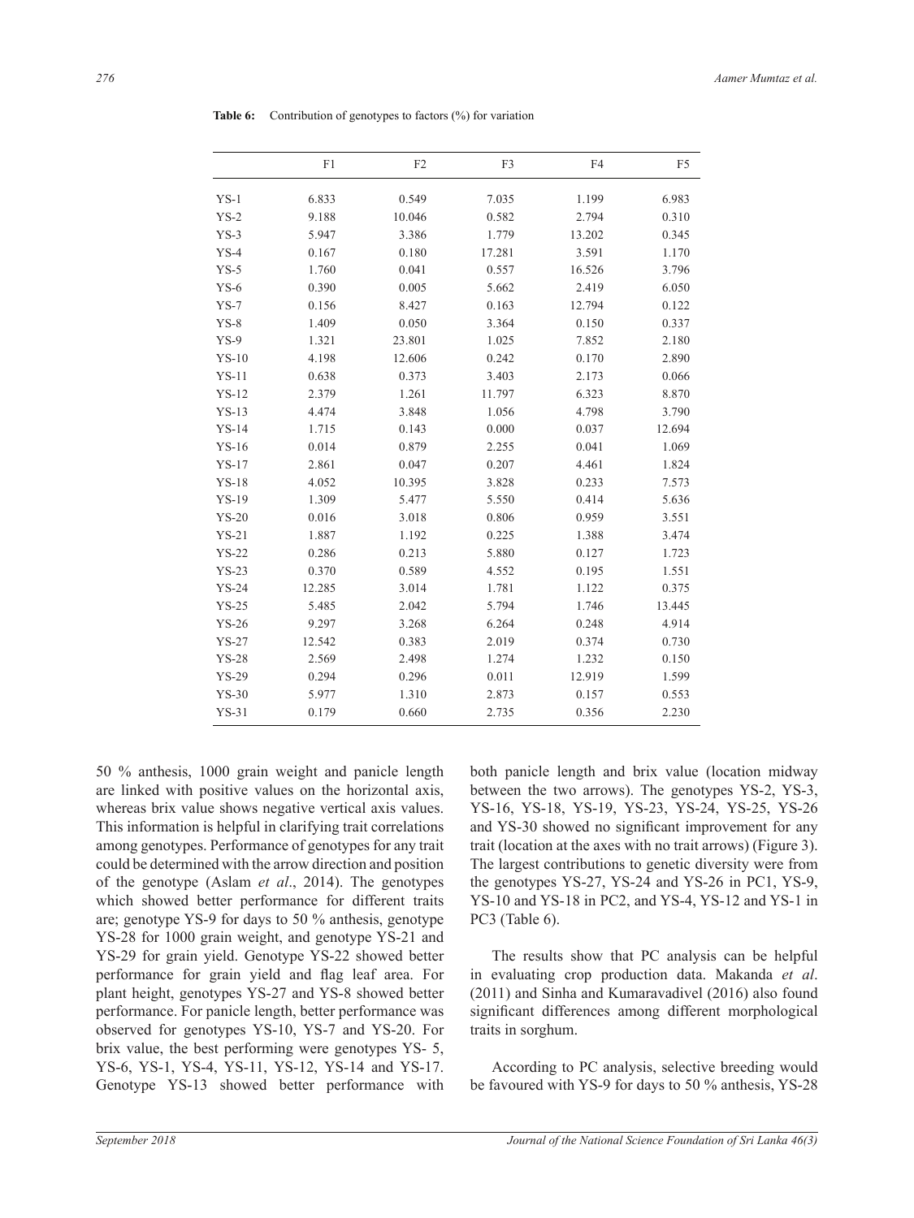**Table 6:** Contribution of genotypes to factors (%) for variation

| | F1 | F2 | F3 | F4 | F5 |
|---|---|---|---|---|---|
| YS-1 | 6.833 | 0.549 | 7.035 | 1.199 | 6.983 |
| YS-2 | 9.188 | 10.046 | 0.582 | 2.794 | 0.310 |
| YS-3 | 5.947 | 3.386 | 1.779 | 13.202 | 0.345 |
| YS-4 | 0.167 | 0.180 | 17.281 | 3.591 | 1.170 |
| YS-5 | 1.760 | 0.041 | 0.557 | 16.526 | 3.796 |
| YS-6 | 0.390 | 0.005 | 5.662 | 2.419 | 6.050 |
| YS-7 | 0.156 | 8.427 | 0.163 | 12.794 | 0.122 |
| YS-8 | 1.409 | 0.050 | 3.364 | 0.150 | 0.337 |
| YS-9 | 1.321 | 23.801 | 1.025 | 7.852 | 2.180 |
| YS-10 | 4.198 | 12.606 | 0.242 | 0.170 | 2.890 |
| YS-11 | 0.638 | 0.373 | 3.403 | 2.173 | 0.066 |
| YS-12 | 2.379 | 1.261 | 11.797 | 6.323 | 8.870 |
| YS-13 | 4.474 | 3.848 | 1.056 | 4.798 | 3.790 |
| YS-14 | 1.715 | 0.143 | 0.000 | 0.037 | 12.694 |
| YS-16 | 0.014 | 0.879 | 2.255 | 0.041 | 1.069 |
| YS-17 | 2.861 | 0.047 | 0.207 | 4.461 | 1.824 |
| YS-18 | 4.052 | 10.395 | 3.828 | 0.233 | 7.573 |
| YS-19 | 1.309 | 5.477 | 5.550 | 0.414 | 5.636 |
| YS-20 | 0.016 | 3.018 | 0.806 | 0.959 | 3.551 |
| YS-21 | 1.887 | 1.192 | 0.225 | 1.388 | 3.474 |
| YS-22 | 0.286 | 0.213 | 5.880 | 0.127 | 1.723 |
| YS-23 | 0.370 | 0.589 | 4.552 | 0.195 | 1.551 |
| YS-24 | 12.285 | 3.014 | 1.781 | 1.122 | 0.375 |
| YS-25 | 5.485 | 2.042 | 5.794 | 1.746 | 13.445 |
| YS-26 | 9.297 | 3.268 | 6.264 | 0.248 | 4.914 |
| YS-27 | 12.542 | 0.383 | 2.019 | 0.374 | 0.730 |
| YS-28 | 2.569 | 2.498 | 1.274 | 1.232 | 0.150 |
| YS-29 | 0.294 | 0.296 | 0.011 | 12.919 | 1.599 |
| YS-30 | 5.977 | 1.310 | 2.873 | 0.157 | 0.553 |
| YS-31 | 0.179 | 0.660 | 2.735 | 0.356 | 2.230 |

50 % anthesis, 1000 grain weight and panicle length are linked with positive values on the horizontal axis, whereas brix value shows negative vertical axis values. This information is helpful in clarifying trait correlations among genotypes. Performance of genotypes for any trait could be determined with the arrow direction and position of the genotype (Aslam *et al*., 2014). The genotypes which showed better performance for different traits are; genotype YS-9 for days to 50 % anthesis, genotype YS-28 for 1000 grain weight, and genotype YS-21 and YS-29 for grain yield. Genotype YS-22 showed better performance for grain yield and flag leaf area. For plant height, genotypes YS-27 and YS-8 showed better performance. For panicle length, better performance was observed for genotypes YS-10, YS-7 and YS-20. For brix value, the best performing were genotypes YS- 5, YS-6, YS-1, YS-4, YS-11, YS-12, YS-14 and YS-17. Genotype YS-13 showed better performance with both panicle length and brix value (location midway between the two arrows). The genotypes YS-2, YS-3, YS-16, YS-18, YS-19, YS-23, YS-24, YS-25, YS-26 and YS-30 showed no significant improvement for any trait (location at the axes with no trait arrows) (Figure 3). The largest contributions to genetic diversity were from the genotypes YS-27, YS-24 and YS-26 in PC1, YS-9, YS-10 and YS-18 in PC2, and YS-4, YS-12 and YS-1 in PC3 (Table 6).

The results show that PC analysis can be helpful in evaluating crop production data. Makanda *et al*. (2011) and Sinha and Kumaravadivel (2016) also found significant differences among different morphological traits in sorghum.

According to PC analysis, selective breeding would be favoured with YS-9 for days to 50 % anthesis, YS-28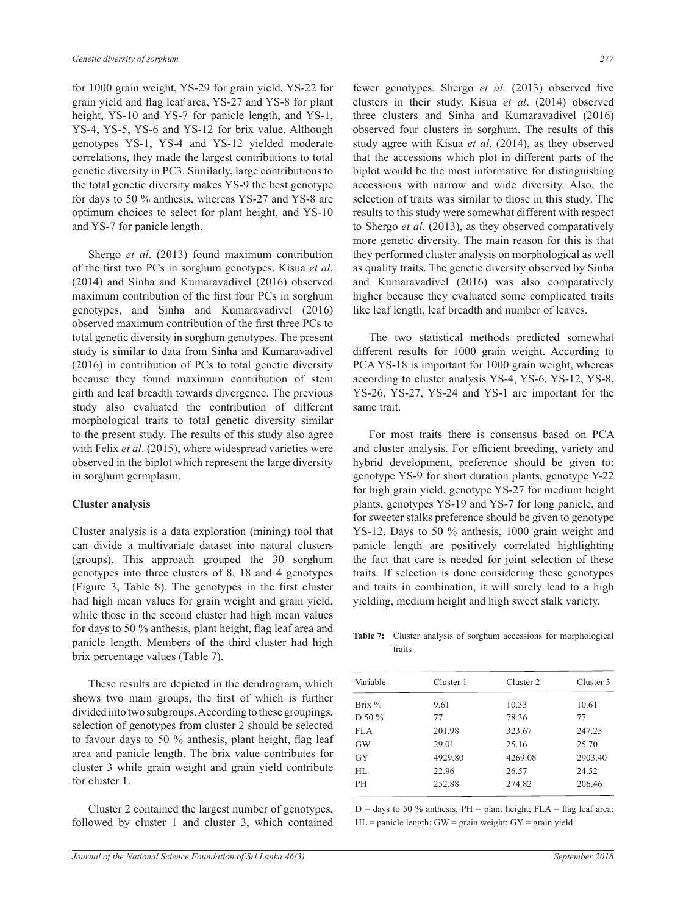for 1000 grain weight, YS-29 for grain yield, YS-22 for grain yield and flag leaf area, YS-27 and YS-8 for plant height, YS-10 and YS-7 for panicle length, and YS-1, YS-4, YS-5, YS-6 and YS-12 for brix value. Although genotypes YS-1, YS-4 and YS-12 yielded moderate correlations, they made the largest contributions to total genetic diversity in PC3. Similarly, large contributions to the total genetic diversity makes YS-9 the best genotype for days to 50 % anthesis, whereas YS-27 and YS-8 are optimum choices to select for plant height, and YS-10 and YS-7 for panicle length.

Shergo *et al*. (2013) found maximum contribution of the first two PCs in sorghum genotypes. Kisua *et al*. (2014) and Sinha and Kumaravadivel (2016) observed maximum contribution of the first four PCs in sorghum genotypes, and Sinha and Kumaravadivel (2016) observed maximum contribution of the first three PCs to total genetic diversity in sorghum genotypes. The present study is similar to data from Sinha and Kumaravadivel (2016) in contribution of PCs to total genetic diversity because they found maximum contribution of stem girth and leaf breadth towards divergence. The previous study also evaluated the contribution of different morphological traits to total genetic diversity similar to the present study. The results of this study also agree with Felix *et al*. (2015), where widespread varieties were observed in the biplot which represent the large diversity in sorghum germplasm.

## Cluster analysis

Cluster analysis is a data exploration (mining) tool that can divide a multivariate dataset into natural clusters (groups). This approach grouped the 30 sorghum genotypes into three clusters of 8, 18 and 4 genotypes (Figure 3, Table 8). The genotypes in the first cluster had high mean values for grain weight and grain yield, while those in the second cluster had high mean values for days to 50 % anthesis, plant height, flag leaf area and panicle length. Members of the third cluster had high brix percentage values (Table 7).

These results are depicted in the dendrogram, which shows two main groups, the first of which is further divided into two subgroups. According to these groupings, selection of genotypes from cluster 2 should be selected to favour days to 50 % anthesis, plant height, flag leaf area and panicle length. The brix value contributes for cluster 3 while grain weight and grain yield contribute for cluster 1.

Cluster 2 contained the largest number of genotypes, followed by cluster 1 and cluster 3, which contained fewer genotypes. Shergo *et al.* (2013) observed five clusters in their study. Kisua *et al*. (2014) observed three clusters and Sinha and Kumaravadivel (2016) observed four clusters in sorghum. The results of this study agree with Kisua *et al*. (2014), as they observed that the accessions which plot in different parts of the biplot would be the most informative for distinguishing accessions with narrow and wide diversity. Also, the selection of traits was similar to those in this study. The results to this study were somewhat different with respect to Shergo *et al*. (2013), as they observed comparatively more genetic diversity. The main reason for this is that they performed cluster analysis on morphological as well as quality traits. The genetic diversity observed by Sinha and Kumaravadivel (2016) was also comparatively higher because they evaluated some complicated traits like leaf length, leaf breadth and number of leaves.

The two statistical methods predicted somewhat different results for 1000 grain weight. According to PCA YS-18 is important for 1000 grain weight, whereas according to cluster analysis YS-4, YS-6, YS-12, YS-8, YS-26, YS-27, YS-24 and YS-1 are important for the same trait.

For most traits there is consensus based on PCA and cluster analysis. For efficient breeding, variety and hybrid development, preference should be given to: genotype YS-9 for short duration plants, genotype Y-22 for high grain yield, genotype YS-27 for medium height plants, genotypes YS-19 and YS-7 for long panicle, and for sweeter stalks preference should be given to genotype YS-12. Days to 50 % anthesis, 1000 grain weight and panicle length are positively correlated highlighting the fact that care is needed for joint selection of these traits. If selection is done considering these genotypes and traits in combination, it will surely lead to a high yielding, medium height and high sweet stalk variety.

**Table 7:** Cluster analysis of sorghum accessions for morphological traits

| Variable | Cluster 1 | Cluster 2 | Cluster 3 |
|---|---|---|---|
| Brix % | 9.61 | 10.33 | 10.61 |
| D 50 % | 77 | 78.36 | 77 |
| FLA | 201.98 | 323.67 | 247.25 |
| GW | 29.01 | 25.16 | 25.70 |
| GY | 4929.80 | 4269.08 | 2903.40 |
| HL | 22.96 | 26.57 | 24.52 |
| PH | 252.88 | 274.82 | 206.46 |

D = days to 50 % anthesis; PH = plant height; FLA = flag leaf area; HL = panicle length; GW = grain weight; GY = grain yield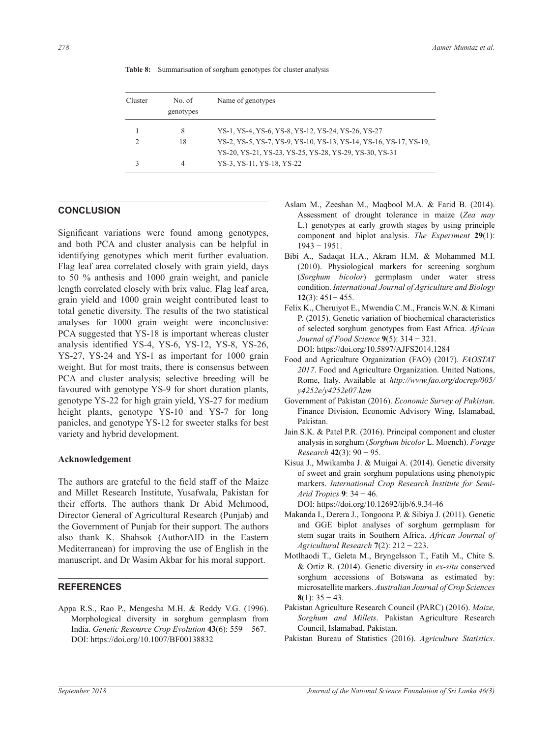**Table 8:** Summarisation of sorghum genotypes for cluster analysis

| Cluster | No. of genotypes | Name of genotypes |
|---|---|---|
| 1 | 8 | YS-1, YS-4, YS-6, YS-8, YS-12, YS-24, YS-26, YS-27 |
| 2 | 18 | YS-2, YS-5, YS-7, YS-9, YS-10, YS-13, YS-14, YS-16, YS-17, YS-19, YS-20, YS-21, YS-23, YS-25, YS-28, YS-29, YS-30, YS-31 |
| 3 | 4 | YS-3, YS-11, YS-18, YS-22 |

## CONCLUSION

Significant variations were found among genotypes, and both PCA and cluster analysis can be helpful in identifying genotypes which merit further evaluation. Flag leaf area correlated closely with grain yield, days to 50 % anthesis and 1000 grain weight, and panicle length correlated closely with brix value. Flag leaf area, grain yield and 1000 grain weight contributed least to total genetic diversity. The results of the two statistical analyses for 1000 grain weight were inconclusive: PCA suggested that YS-18 is important whereas cluster analysis identified YS-4, YS-6, YS-12, YS-8, YS-26, YS-27, YS-24 and YS-1 as important for 1000 grain weight. But for most traits, there is consensus between PCA and cluster analysis; selective breeding will be favoured with genotype YS-9 for short duration plants, genotype YS-22 for high grain yield, YS-27 for medium height plants, genotype YS-10 and YS-7 for long panicles, and genotype YS-12 for sweeter stalks for best variety and hybrid development.

### Acknowledgement

The authors are grateful to the field staff of the Maize and Millet Research Institute, Yusafwala, Pakistan for their efforts. The authors thank Dr Abid Mehmood, Director General of Agricultural Research (Punjab) and the Government of Punjab for their support. The authors also thank K. Shahsok (AuthorAID in the Eastern Mediterranean) for improving the use of English in the manuscript, and Dr Wasim Akbar for his moral support.

## REFERENCES

Appa R.S., Rao P., Mengesha M.H. & Reddy V.G. (1996). Morphological diversity in sorghum germplasm from India. *Genetic Resource Crop Evolution* **43**(6): 559 − 567. DOI: https://doi.org/10.1007/BF00138832

Aslam M., Zeeshan M., Maqbool M.A. & Farid B. (2014). Assessment of drought tolerance in maize (*Zea may* L.) genotypes at early growth stages by using principle component and biplot analysis. *The Experiment* **29**(1): 1943 − 1951.

Bibi A., Sadaqat H.A., Akram H.M. & Mohammed M.I. (2010). Physiological markers for screening sorghum (*Sorghum bicolor*) germplasm under water stress condition. *International Journal of Agriculture and Biology* **12**(3): 451− 455.

Felix K., Cheruiyot E., Mwendia C.M., Francis W.N. & Kimani P. (2015). Genetic variation of biochemical characteristics of selected sorghum genotypes from East Africa. *African Journal of Food Science* **9**(5): 314 − 321. DOI: https://doi.org/10.5897/AJFS2014.1284

Food and Agriculture Organization (FAO) (2017). *FAOSTAT 2017*. Food and Agriculture Organization. United Nations, Rome, Italy. Available at *http://www.fao.org/docrep/005/y4252e/y4252e07.htm*

Government of Pakistan (2016). *Economic Survey of Pakistan*. Finance Division, Economic Advisory Wing, Islamabad, Pakistan.

Jain S.K. & Patel P.R. (2016). Principal component and cluster analysis in sorghum (*Sorghum bicolor* L. Moench). *Forage Research* **42**(3): 90 − 95.

Kisua J., Mwikamba J. & Muigai A. (2014). Genetic diversity of sweet and grain sorghum populations using phenotypic markers. *International Crop Research Institute for Semi-Arid Tropics* **9**: 34 − 46. DOI: https://doi.org/10.12692/ijb/6.9.34-46

Makanda I., Derera J., Tongoona P. & Sibiya J. (2011). Genetic and GGE biplot analyses of sorghum germplasm for stem sugar traits in Southern Africa. *African Journal of Agricultural Research* **7**(2): 212 − 223.

Motlhaodi T., Geleta M., Bryngelsson T., Fatih M., Chite S. & Ortiz R. (2014). Genetic diversity in *ex-situ* conserved sorghum accessions of Botswana as estimated by: microsatellite markers. *Australian Journal of Crop Sciences* **8**(1): 35 − 43.

Pakistan Agriculture Research Council (PARC) (2016). *Maize, Sorghum and Millets*. Pakistan Agriculture Research Council, Islamabad, Pakistan.

Pakistan Bureau of Statistics (2016). *Agriculture Statistics*.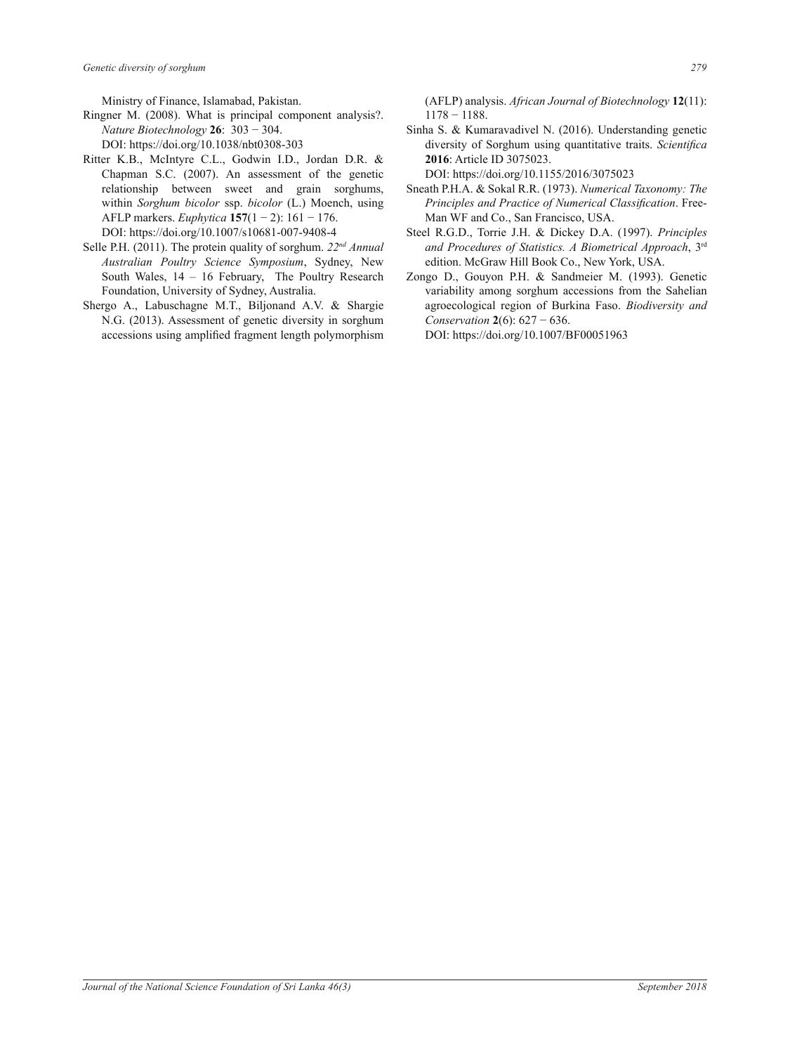Ministry of Finance, Islamabad, Pakistan.

Ringner M. (2008). What is principal component analysis?. *Nature Biotechnology* **26**: 303 − 304.
DOI: https://doi.org/10.1038/nbt0308-303

Ritter K.B., McIntyre C.L., Godwin I.D., Jordan D.R. & Chapman S.C. (2007). An assessment of the genetic relationship between sweet and grain sorghums, within *Sorghum bicolor* ssp. *bicolor* (L.) Moench, using AFLP markers. *Euphytica* **157**(1 − 2): 161 − 176.
DOI: https://doi.org/10.1007/s10681-007-9408-4

Selle P.H. (2011). The protein quality of sorghum. *22nd Annual Australian Poultry Science Symposium*, Sydney, New South Wales, 14 – 16 February, The Poultry Research Foundation, University of Sydney, Australia.

Shergo A., Labuschagne M.T., Biljonand A.V. & Shargie N.G. (2013). Assessment of genetic diversity in sorghum accessions using amplified fragment length polymorphism (AFLP) analysis. *African Journal of Biotechnology* **12**(11): 1178 − 1188.

Sinha S. & Kumaravadivel N. (2016). Understanding genetic diversity of Sorghum using quantitative traits. *Scientifica* **2016**: Article ID 3075023.
DOI: https://doi.org/10.1155/2016/3075023

Sneath P.H.A. & Sokal R.R. (1973). *Numerical Taxonomy: The Principles and Practice of Numerical Classification*. Free-Man WF and Co., San Francisco, USA.

Steel R.G.D., Torrie J.H. & Dickey D.A. (1997). *Principles and Procedures of Statistics. A Biometrical Approach*, 3rd edition. McGraw Hill Book Co., New York, USA.

Zongo D., Gouyon P.H. & Sandmeier M. (1993). Genetic variability among sorghum accessions from the Sahelian agroecological region of Burkina Faso. *Biodiversity and Conservation* **2**(6): 627 − 636.
DOI: https://doi.org/10.1007/BF00051963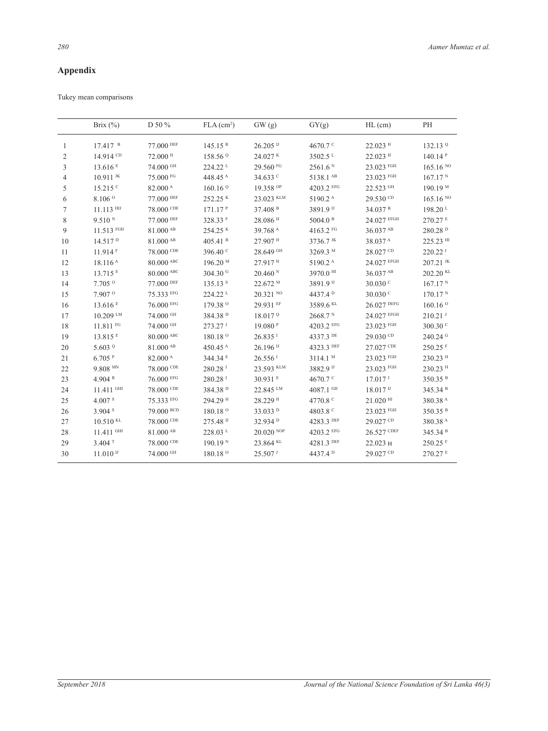## Appendix

Tukey mean comparisons

| | Brix (%) | D 50 % | FLA ($cm^2$) | GW (g) | GY(g) | HL (cm) | PH |
|---|---|---|---|---|---|---|---|
| 1 | 17.417 $^{B}$ | 77.000 $^{DEF}$ | 145.15 $^{R}$ | 26.205 $^{IJ}$ | 4670.7 $^{C}$ | 22.023 $^{H}$ | 132.13 $^{Q}$ |
| 2 | 14.914 $^{CD}$ | 72.000 $^{H}$ | 158.56 $^{Q}$ | 24.027 $^{K}$ | 3502.5 $^{L}$ | 22.023 $^{H}$ | 140.14 $^{P}$ |
| 3 | 13.616 $^{E}$ | 74.000 $^{GH}$ | 224.22 $^{L}$ | 29.560 $^{FG}$ | 2561.6 $^{N}$ | 23.023 $^{FGH}$ | 165.16 $^{NO}$ |
| 4 | 10.911 $^{JK}$ | 75.000 $^{FG}$ | 448.45 $^{A}$ | 34.633 $^{C}$ | 5138.1 $^{AB}$ | 23.023 $^{FGH}$ | 167.17 $^{N}$ |
| 5 | 15.215 $^{C}$ | 82.000 $^{A}$ | 160.16 $^{Q}$ | 19.358 $^{OP}$ | 4203.2 $^{EFG}$ | 22.523 $^{GH}$ | 190.19 $^{M}$ |
| 6 | 8.106 $^{O}$ | 77.000 $^{DEF}$ | 252.25 $^{K}$ | 23.023 $^{KLM}$ | 5190.2 $^{A}$ | 29.530 $^{CD}$ | 165.16 $^{NO}$ |
| 7 | 11.113 $^{HIJ}$ | 78.000 $^{CDE}$ | 171.17 $^{P}$ | 37.408 $^{B}$ | 3891.9 $^{IJ}$ | 34.037 $^{B}$ | 198.20 $^{L}$ |
| 8 | 9.510 $^{N}$ | 77.000 $^{DEF}$ | 328.33 $^{F}$ | 28.086 $^{H}$ | 5004.0 $^{B}$ | 24.027 $^{EFGH}$ | 270.27 $^{E}$ |
| 9 | 11.513 $^{FGH}$ | 81.000 $^{AB}$ | 254.25 $^{K}$ | 39.768 $^{A}$ | 4163.2 $^{FG}$ | 36.037 $^{AB}$ | 280.28 $^{D}$ |
| 10 | 14.517 $^{D}$ | 81.000 $^{AB}$ | 405.41 $^{B}$ | 27.907 $^{H}$ | 3736.7 $^{JK}$ | 38.037 $^{A}$ | 225.23 $^{HI}$ |
| 11 | 11.914 $^{F}$ | 78.000 $^{CDE}$ | 396.40 $^{C}$ | 28.649 $^{GH}$ | 3269.3 $^{M}$ | 28.027 $^{CD}$ | 220.22 $^{I}$ |
| 12 | 18.116 $^{A}$ | 80.000 $^{ABC}$ | 196.20 $^{M}$ | 27.917 $^{H}$ | 5190.2 $^{A}$ | 24.027 $^{EFGH}$ | 207.21 $^{JK}$ |
| 13 | 13.715 $^{E}$ | 80.000 $^{ABC}$ | 304.30 $^{G}$ | 20.460 $^{N}$ | 3970.0 $^{HI}$ | 36.037 $^{AB}$ | 202.20 $^{KL}$ |
| 14 | 7.705 $^{O}$ | 77.000 $^{DEF}$ | 135.13 $^{S}$ | 22.672 $^{M}$ | 3891.9 $^{IJ}$ | 30.030 $^{C}$ | 167.17 $^{N}$ |
| 15 | 7.907 $^{O}$ | 75.333 $^{EFG}$ | 224.22 $^{L}$ | 20.321 $^{NO}$ | 4437.4 $^{D}$ | 30.030 $^{C}$ | 170.17 $^{N}$ |
| 16 | 13.616 $^{E}$ | 76.000 $^{EFG}$ | 179.38 $^{O}$ | 29.931 $^{EF}$ | 3589.6 $^{KL}$ | 26.027 $^{DEFG}$ | 160.16 $^{O}$ |
| 17 | 10.209 $^{LM}$ | 74.000 $^{GH}$ | 384.38 $^{D}$ | 18.017 $^{Q}$ | 2668.7 $^{N}$ | 24.027 $^{EFGH}$ | 210.21 $^{J}$ |
| 18 | 11.811 $^{FG}$ | 74.000 $^{GH}$ | 273.27 $^{J}$ | 19.080 $^{P}$ | 4203.2 $^{EFG}$ | 23.023 $^{FGH}$ | 300.30 $^{C}$ |
| 19 | 13.815 $^{E}$ | 80.000 $^{ABC}$ | 180.18 $^{O}$ | 26.835 $^{I}$ | 4337.3 $^{DE}$ | 29.030 $^{CD}$ | 240.24 $^{G}$ |
| 20 | 5.603 $^{Q}$ | 81.000 $^{AB}$ | 450.45 $^{A}$ | 26.196 $^{IJ}$ | 4323.3 $^{DEF}$ | 27.027 $^{CDE}$ | 250.25 $^{F}$ |
| 21 | 6.705 $^{P}$ | 82.000 $^{A}$ | 344.34 $^{E}$ | 26.556 $^{I}$ | 3114.1 $^{M}$ | 23.023 $^{FGH}$ | 230.23 $^{H}$ |
| 22 | 9.808 $^{MN}$ | 78.000 $^{CDE}$ | 280.28 $^{I}$ | 23.593 $^{KLM}$ | 3882.9 $^{IJ}$ | 23.023 $^{FGH}$ | 230.23 $^{H}$ |
| 23 | 4.904 $^{R}$ | 76.000 $^{EFG}$ | 280.28 $^{I}$ | 30.931 $^{E}$ | 4670.7 $^{C}$ | 17.017 $^{J}$ | 350.35 $^{B}$ |
| 24 | 11.411 $^{GHI}$ | 78.000 $^{CDE}$ | 384.38 $^{D}$ | 22.845 $^{LM}$ | 4087.1 $^{GH}$ | 18.017 $^{IJ}$ | 345.34 $^{B}$ |
| 25 | 4.007 $^{S}$ | 75.333 $^{EFG}$ | 294.29 $^{H}$ | 28.229 $^{H}$ | 4770.8 $^{C}$ | 21.020 $^{HI}$ | 380.38 $^{A}$ |
| 26 | 3.904 $^{S}$ | 79.000 $^{BCD}$ | 180.18 $^{O}$ | 33.033 $^{D}$ | 4803.8 $^{C}$ | 23.023 $^{FGH}$ | 350.35 $^{B}$ |
| 27 | 10.510 $^{KL}$ | 78.000 $^{CDE}$ | 275.48 $^{IJ}$ | 32.934 $^{D}$ | 4283.3 $^{DEF}$ | 29.027 $^{CD}$ | 380.38 $^{A}$ |
| 28 | 11.411 $^{GHI}$ | 81.000 $^{AB}$ | 228.03 $^{L}$ | 20.020 $^{NOP}$ | 4203.2 $^{EFG}$ | 26.527 $^{CDEF}$ | 345.34 $^{B}$ |
| 29 | 3.404 $^{T}$ | 78.000 $^{CDE}$ | 190.19 $^{N}$ | 23.864 $^{KL}$ | 4281.3 $^{DEF}$ | 22.023 H | 250.25 $^{F}$ |
| 30 | 11.010 $^{IJ}$ | 74.000 $^{GH}$ | 180.18 $^{O}$ | 25.507 $^{J}$ | 4437.4 $^{D}$ | 29.027 $^{CD}$ | 270.27 $^{E}$ |